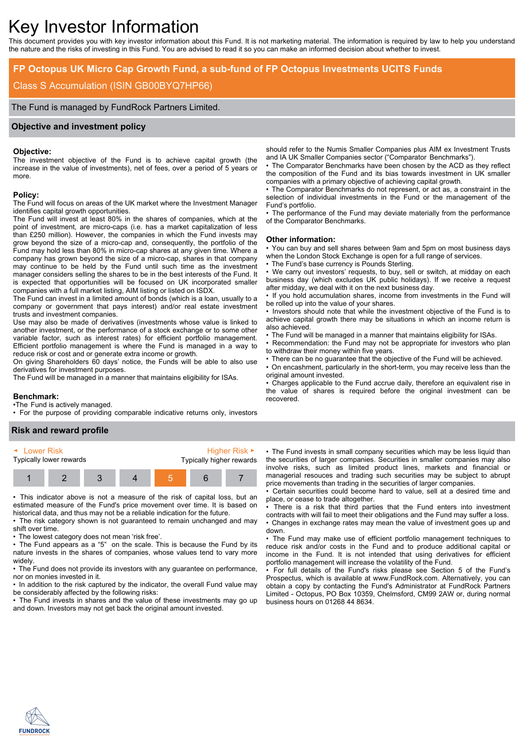# Key Investor Information

This document provides you with key investor information about this Fund. It is not marketing material. The information is required by law to help you understand the nature and the risks of investing in this Fund. You are advised to read it so you can make an informed decision about whether to invest.

## FP Octopus UK Micro Cap Growth Fund, a sub-fund of FP Octopus Investments UCITS Funds

Class S Accumulation (ISIN GB00BYQ7HP66)

The Fund is managed by FundRock Partners Limited.

## Objective and investment policy

### Objective:

The investment objective of the Fund is to achieve capital growth (the increase in the value of investments), net of fees, over a period of 5 years or more.

### Policy:

The Fund will focus on areas of the UK market where the Investment Manager identifies capital growth opportunities.

The Fund will invest at least 80% in the shares of companies, which at the point of investment, are micro-caps (i.e. has a market capitalization of less than £250 million). However, the companies in which the Fund invests may grow beyond the size of a micro-cap and, consequently, the portfolio of the Fund may hold less than 80% in micro-cap shares at any given time. Where a company has grown beyond the size of a micro-cap, shares in that company may continue to be held by the Fund until such time as the investment manager considers selling the shares to be in the best interests of the Fund. It is expected that opportunities will be focused on UK incorporated smaller companies with a full market listing, AIM listing or listed on ISDX.

The Fund can invest in a limited amount of bonds (which is a loan, usually to a company or government that pays interest) and/or real estate investment trusts and investment companies.

Use may also be made of derivatives (investments whose value is linked to another investment, or the performance of a stock exchange or to some other variable factor, such as interest rates) for efficient portfolio management. Efficient portfolio management is where the Fund is managed in a way to reduce risk or cost and or generate extra income or growth.

On giving Shareholders 60 days' notice, the Funds will be able to also use derivatives for investment purposes.

The Fund will be managed in a manner that maintains eligibility for ISAs.

### Benchmark:

- The Fund is actively managed.
- For the purpose of providing comparable indicative returns only, investors should refer to the Numis Smaller Companies plus AIM ex Investment Trusts and IA UK Smaller Companies sector ("Comparator Benchmarks").
- The Comparator Benchmarks have been chosen by the ACD as they reflect the composition of the Fund and its bias towards investment in UK smaller companies with a primary objective of achieving capital growth.
- The Comparator Benchmarks do not represent, or act as, a constraint in the selection of individual investments in the Fund or the management of the Fund's portfolio.
- The performance of the Fund may deviate materially from the performance of the Comparator Benchmarks.

### Other information:

- You can buy and sell shares between 9am and 5pm on most business days when the London Stock Exchange is open for a full range of services.
- The Fund's base currency is Pounds Sterling.
- We carry out investors' requests, to buy, sell or switch, at midday on each business day (which excludes UK public holidays). If we receive a request after midday, we deal with it on the next business day.
- If you hold accumulation shares, income from investments in the Fund will be rolled up into the value of your shares.
- Investors should note that while the investment objective of the Fund is to achieve capital growth there may be situations in which an income return is also achieved.
- The Fund will be managed in a manner that maintains eligibility for ISAs.
- Recommendation: the Fund may not be appropriate for investors who plan to withdraw their money within five years.
- There can be no guarantee that the objective of the Fund will be achieved.
- On encashment, particularly in the short-term, you may receive less than the original amount invested.
- Charges applicable to the Fund accrue daily, therefore an equivalent rise in the value of shares is required before the original investment can be recovered.

## Risk and reward profile

◄ Lower Risk — Typically lower rewards | Higher Risk ► — Typically higher rewards

| 1 | 2 | 3 | 4 | **5** | 6 | 7 |
|---|---|---|---|---|---|---|

- This indicator above is not a measure of the risk of capital loss, but an estimated measure of the Fund's price movement over time. It is based on historical data, and thus may not be a reliable indication for the future.
- The risk category shown is not guaranteed to remain unchanged and may shift over time.
- The lowest category does not mean 'risk free'.
- The Fund appears as a "5" on the scale. This is because the Fund by its nature invests in the shares of companies, whose values tend to vary more widely.
- The Fund does not provide its investors with any guarantee on performance, nor on monies invested in it.
- In addition to the risk captured by the indicator, the overall Fund value may be considerably affected by the following risks:
- The Fund invests in shares and the value of these investments may go up and down. Investors may not get back the original amount invested.
- The Fund invests in small company securities which may be less liquid than the securities of larger companies. Securities in smaller companies may also involve risks, such as limited product lines, markets and financial or managerial resources and trading such securities may be subject to abrupt price movements than trading in the securities of larger companies.
- Certain securities could become hard to value, sell at a desired time and place, or cease to trade altogether.
- There is a risk that third parties that the Fund enters into investment contracts with will fail to meet their obligations and the Fund may suffer a loss.
- Changes in exchange rates may mean the value of investment goes up and down.
- The Fund may make use of efficient portfolio management techniques to reduce risk and/or costs in the Fund and to produce additional capital or income in the Fund. It is not intended that using derivatives for efficient portfolio management will increase the volatility of the Fund.
- For full details of the Fund's risks please see Section 5 of the Fund's Prospectus, which is available at www.FundRock.com. Alternatively, you can obtain a copy by contacting the Fund's Administrator at FundRock Partners Limited - Octopus, PO Box 10359, Chelmsford, CM99 2AW or, during normal business hours on 01268 44 8634.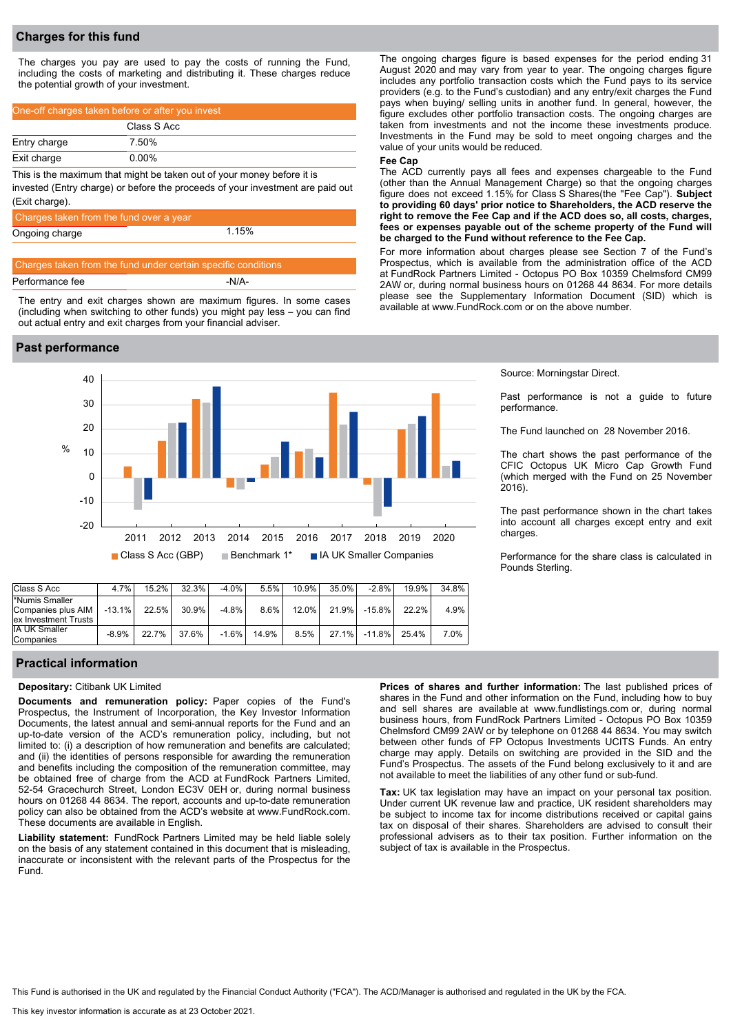## Charges for this fund

The charges you pay are used to pay the costs of running the Fund, including the costs of marketing and distributing it. These charges reduce the potential growth of your investment.

| One-off charges taken before or after you invest | |
|---|---|
| | Class S Acc |
| Entry charge | 7.50% |
| Exit charge | 0.00% |

This is the maximum that might be taken out of your money before it is invested (Entry charge) or before the proceeds of your investment are paid out (Exit charge).

| Charges taken from the fund over a year | |
|---|---|
| Ongoing charge | 1.15% |

| Charges taken from the fund under certain specific conditions | |
|---|---|
| Performance fee | -N/A- |

The entry and exit charges shown are maximum figures. In some cases (including when switching to other funds) you might pay less – you can find out actual entry and exit charges from your financial adviser.

The ongoing charges figure is based expenses for the period ending 31 August 2020 and may vary from year to year. The ongoing charges figure includes any portfolio transaction costs which the Fund pays to its service providers (e.g. to the Fund's custodian) and any entry/exit charges the Fund pays when buying/ selling units in another fund. In general, however, the figure excludes other portfolio transaction costs. The ongoing charges are taken from investments and not the income these investments produce. Investments in the Fund may be sold to meet ongoing charges and the value of your units would be reduced.

**Fee Cap**

The ACD currently pays all fees and expenses chargeable to the Fund (other than the Annual Management Charge) so that the ongoing charges figure does not exceed 1.15% for Class S Shares(the "Fee Cap"). **Subject to providing 60 days' prior notice to Shareholders, the ACD reserve the right to remove the Fee Cap and if the ACD does so, all costs, charges, fees or expenses payable out of the scheme property of the Fund will be charged to the Fund without reference to the Fee Cap.**

For more information about charges please see Section 7 of the Fund's Prospectus, which is available from the administration office of the ACD at FundRock Partners Limited - Octopus PO Box 10359 Chelmsford CM99 2AW or, during normal business hours on 01268 44 8634. For more details please see the Supplementary Information Document (SID) which is available at www.FundRock.com or on the above number.

## Past performance

40
30
20
% 10
0
-10
-20
2011 2012 2013 2014 2015 2016 2017 2018 2019 2020
Class S Acc (GBP) Benchmark 1* IA UK Smaller Companies

| | | | | | | | | | | |
|---|---|---|---|---|---|---|---|---|---|---|
| Class S Acc | 4.7% | 15.2% | 32.3% | -4.0% | 5.5% | 10.9% | 35.0% | -2.8% | 19.9% | 34.8% |
| *Numis Smaller Companies plus AIM ex Investment Trusts | -13.1% | 22.5% | 30.9% | -4.8% | 8.6% | 12.0% | 21.9% | -15.8% | 22.2% | 4.9% |
| IA UK Smaller Companies | -8.9% | 22.7% | 37.6% | -1.6% | 14.9% | 8.5% | 27.1% | -11.8% | 25.4% | 7.0% |

Source: Morningstar Direct.

Past performance is not a guide to future performance.

The Fund launched on 28 November 2016.

The chart shows the past performance of the CFIC Octopus UK Micro Cap Growth Fund (which merged with the Fund on 25 November 2016).

The past performance shown in the chart takes into account all charges except entry and exit charges.

Performance for the share class is calculated in Pounds Sterling.

## Practical information

**Depositary:** Citibank UK Limited

**Documents and remuneration policy:** Paper copies of the Fund's Prospectus, the Instrument of Incorporation, the Key Investor Information Documents, the latest annual and semi-annual reports for the Fund and an up-to-date version of the ACD's remuneration policy, including, but not limited to: (i) a description of how remuneration and benefits are calculated; and (ii) the identities of persons responsible for awarding the remuneration and benefits including the composition of the remuneration committee, may be obtained free of charge from the ACD at FundRock Partners Limited, 52-54 Gracechurch Street, London EC3V 0EH or, during normal business hours on 01268 44 8634. The report, accounts and up-to-date remuneration policy can also be obtained from the ACD's website at www.FundRock.com. These documents are available in English.

**Liability statement:** FundRock Partners Limited may be held liable solely on the basis of any statement contained in this document that is misleading, inaccurate or inconsistent with the relevant parts of the Prospectus for the Fund.

**Prices of shares and further information:** The last published prices of shares in the Fund and other information on the Fund, including how to buy and sell shares are available at www.fundlistings.com or, during normal business hours, from FundRock Partners Limited - Octopus PO Box 10359 Chelmsford CM99 2AW or by telephone on 01268 44 8634. You may switch between other funds of FP Octopus Investments UCITS Funds. An entry charge may apply. Details on switching are provided in the SID and the Fund's Prospectus. The assets of the Fund belong exclusively to it and are not available to meet the liabilities of any other fund or sub-fund.

**Tax:** UK tax legislation may have an impact on your personal tax position. Under current UK revenue law and practice, UK resident shareholders may be subject to income tax for income distributions received or capital gains tax on disposal of their shares. Shareholders are advised to consult their professional advisers as to their tax position. Further information on the subject of tax is available in the Prospectus.

This Fund is authorised in the UK and regulated by the Financial Conduct Authority ("FCA"). The ACD/Manager is authorised and regulated in the UK by the FCA.

This key investor information is accurate as at 23 October 2021.